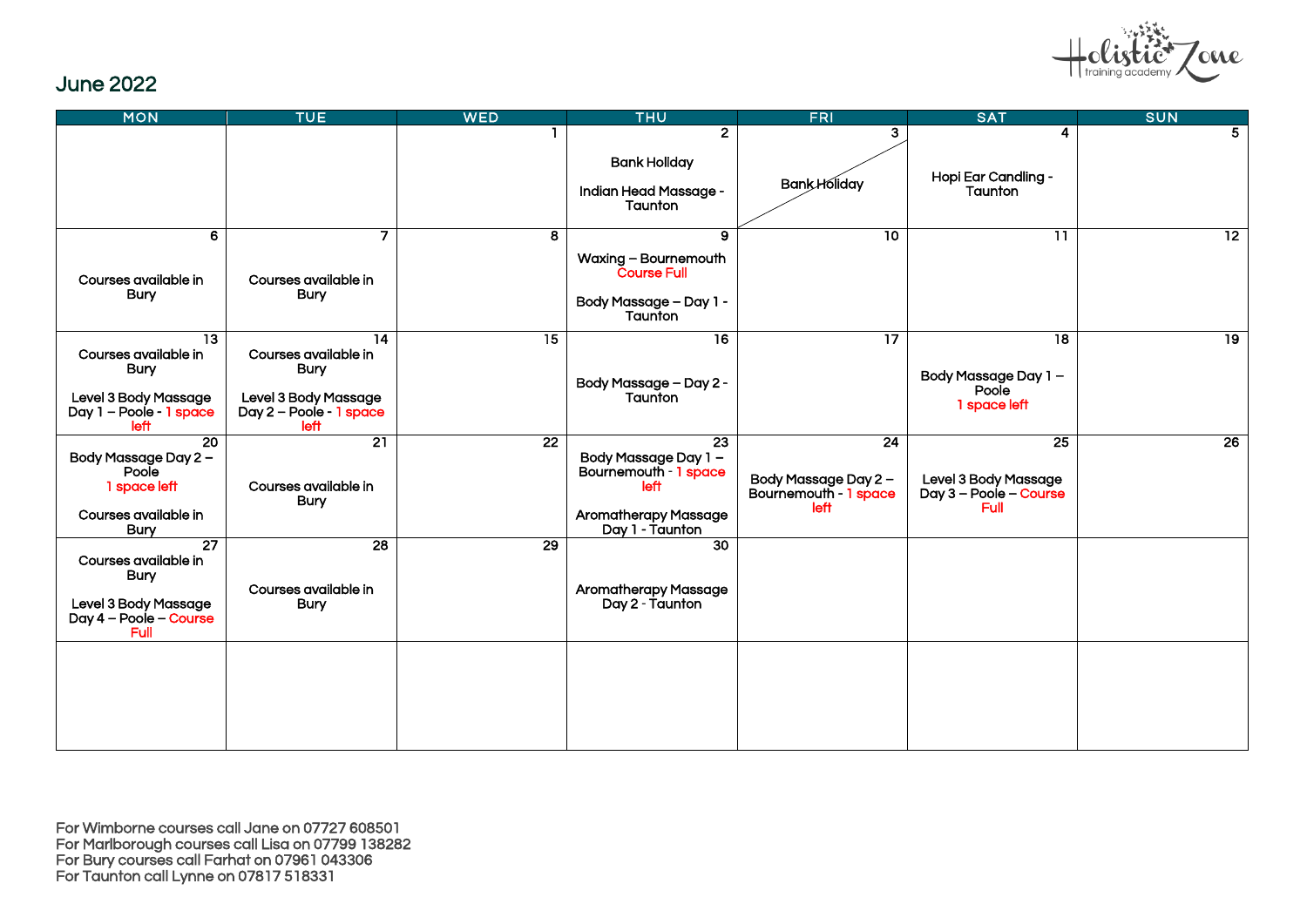Holistic Zone training academy

## June 2022

| MON | TUE | WED | THU | FRI | SAT | SUN |
|---|---|---|---|---|---|---|
| | | 1 | 2<br>Bank Holiday<br>Indian Head Massage - Taunton | 3<br>Bank Holiday | 4<br>Hopi Ear Candling - Taunton | 5 |
| 6<br>Courses available in Bury | 7<br>Courses available in Bury | 8 | 9<br>Waxing – Bournemouth Course Full<br>Body Massage – Day 1 - Taunton | 10 | 11 | 12 |
| 13<br>Courses available in Bury<br>Level 3 Body Massage Day 1 – Poole - 1 space left | 14<br>Courses available in Bury<br>Level 3 Body Massage Day 2 – Poole - 1 space left | 15 | 16<br>Body Massage – Day 2 - Taunton | 17 | 18<br>Body Massage Day 1 – Poole<br>1 space left | 19 |
| 20<br>Body Massage Day 2 – Poole<br>1 space left<br>Courses available in Bury | 21<br>Courses available in Bury | 22 | 23<br>Body Massage Day 1 – Bournemouth - 1 space left<br>Aromatherapy Massage Day 1 - Taunton | 24<br>Body Massage Day 2 – Bournemouth - 1 space left | 25<br>Level 3 Body Massage Day 3 – Poole – Course Full | 26 |
| 27<br>Courses available in Bury<br>Level 3 Body Massage Day 4 – Poole – Course Full | 28<br>Courses available in Bury | 29 | 30<br>Aromatherapy Massage Day 2 - Taunton | | | |
| | | | | | | |

For Wimborne courses call Jane on 07727 608501
For Marlborough courses call Lisa on 07799 138282
For Bury courses call Farhat on 07961 043306
For Taunton call Lynne on 07817 518331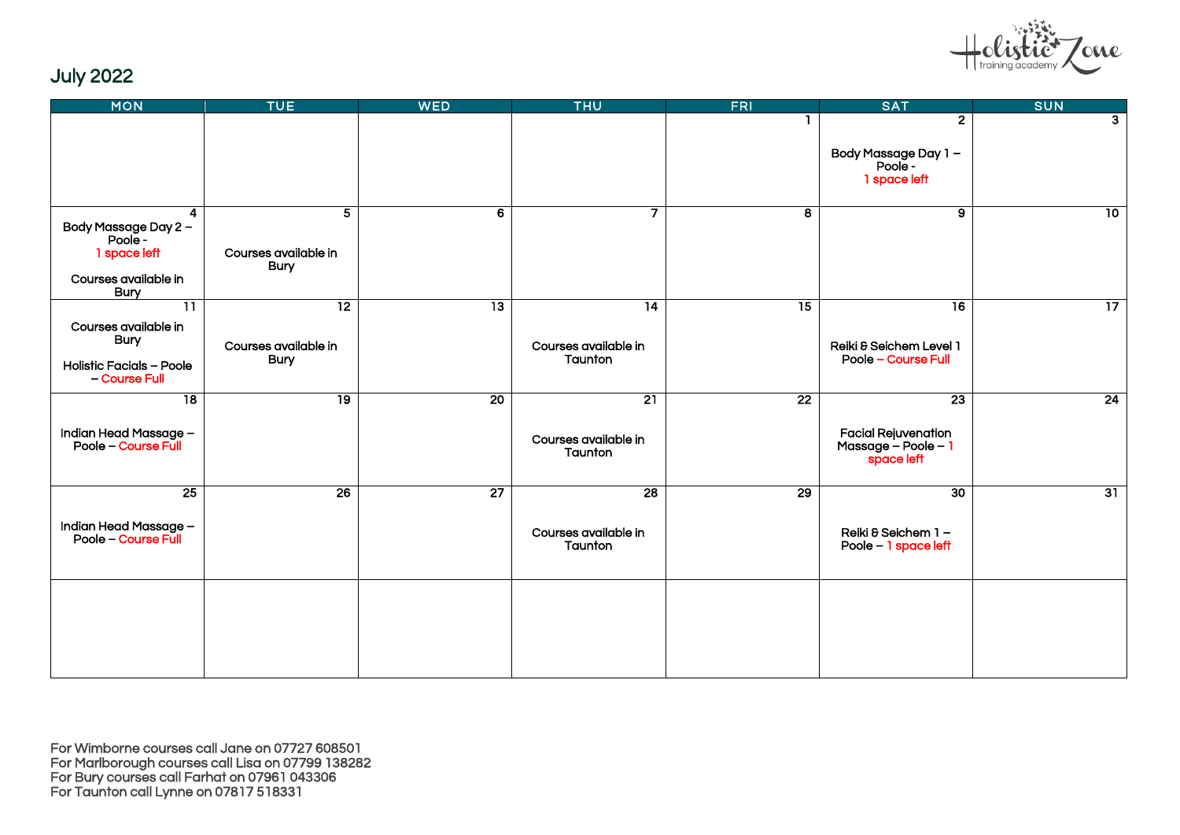# July 2022

Holistic Zone training academy

| MON | TUE | WED | THU | FRI | SAT | SUN |
|---|---|---|---|---|---|---|
| | | | | 1 | 2<br><br>Body Massage Day 1 – Poole - 1 space left | 3 |
| 4<br>Body Massage Day 2 – Poole - 1 space left<br><br>Courses available in Bury | 5<br><br>Courses available in Bury | 6 | 7 | 8 | 9 | 10 |
| 11<br>Courses available in Bury<br><br>Holistic Facials – Poole – Course Full | 12<br><br>Courses available in Bury | 13 | 14<br><br>Courses available in Taunton | 15 | 16<br><br>Reiki & Seichem Level 1 Poole – Course Full | 17 |
| 18<br><br>Indian Head Massage – Poole – Course Full | 19 | 20 | 21<br><br>Courses available in Taunton | 22 | 23<br><br>Facial Rejuvenation Massage – Poole – 1 space left | 24 |
| 25<br><br>Indian Head Massage – Poole – Course Full | 26 | 27 | 28<br><br>Courses available in Taunton | 29 | 30<br><br>Reiki & Seichem 1 – Poole – 1 space left | 31 |
| | | | | | | |

For Wimborne courses call Jane on 07727 608501
For Marlborough courses call Lisa on 07799 138282
For Bury courses call Farhat on 07961 043306
For Taunton call Lynne on 07817 518331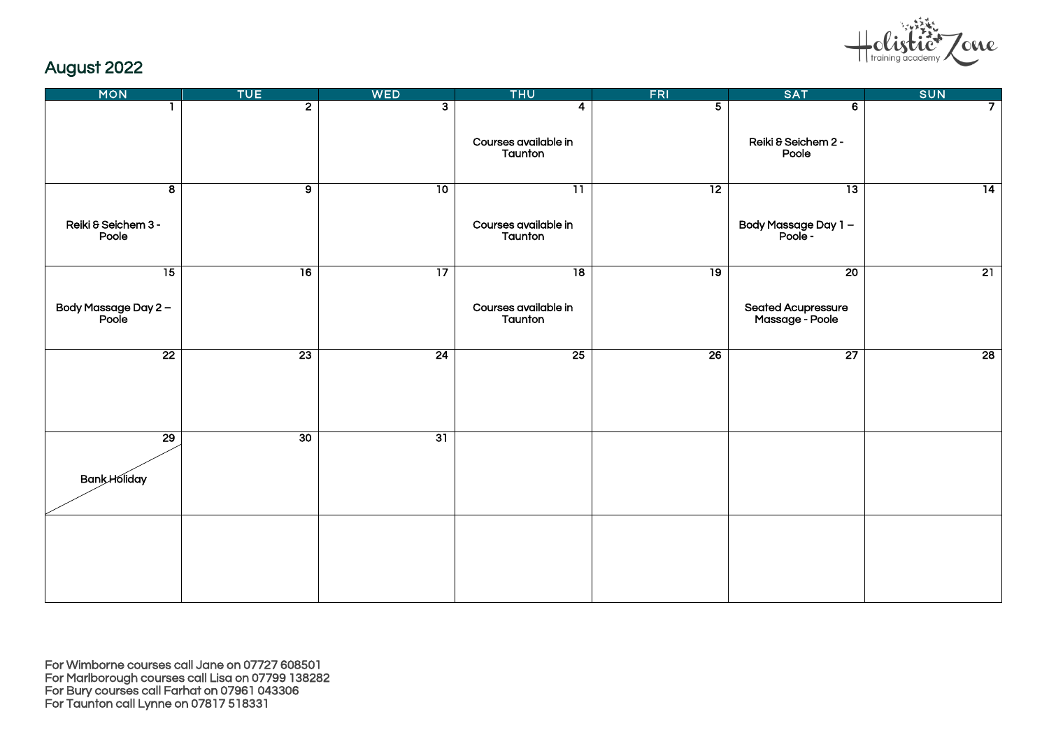## August 2022

| MON | TUE | WED | THU | FRI | SAT | SUN |
|---|---|---|---|---|---|---|
| 1 | 2 | 3 | 4<br>Courses available in Taunton | 5 | 6<br>Reiki & Seichem 2 - Poole | 7 |
| 8<br>Reiki & Seichem 3 - Poole | 9 | 10 | 11<br>Courses available in Taunton | 12 | 13<br>Body Massage Day 1 – Poole - | 14 |
| 15<br>Body Massage Day 2 – Poole | 16 | 17 | 18<br>Courses available in Taunton | 19 | 20<br>Seated Acupressure Massage - Poole | 21 |
| 22 | 23 | 24 | 25 | 26 | 27 | 28 |
| 29<br>Bank Holiday | 30 | 31 | | | | |
| | | | | | | |

For Wimborne courses call Jane on 07727 608501
For Marlborough courses call Lisa on 07799 138282
For Bury courses call Farhat on 07961 043306
For Taunton call Lynne on 07817 518331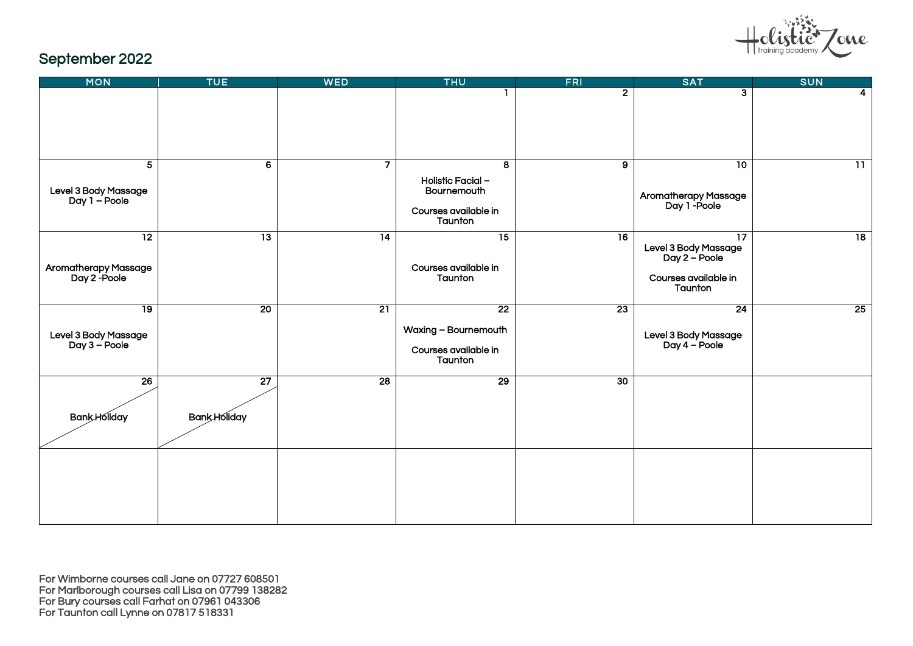# September 2022

Holistic Zone training academy

| MON | TUE | WED | THU | FRI | SAT | SUN |
|---|---|---|---|---|---|---|
| | | | 1 | 2 | 3 | 4 |
| 5<br>Level 3 Body Massage Day 1 – Poole | 6 | 7 | 8<br>Holistic Facial – Bournemouth<br>Courses available in Taunton | 9 | 10<br>Aromatherapy Massage Day 1 -Poole | 11 |
| 12<br>Aromatherapy Massage Day 2 -Poole | 13 | 14 | 15<br>Courses available in Taunton | 16 | 17<br>Level 3 Body Massage Day 2 – Poole<br>Courses available in Taunton | 18 |
| 19<br>Level 3 Body Massage Day 3 – Poole | 20 | 21 | 22<br>Waxing – Bournemouth<br>Courses available in Taunton | 23 | 24<br>Level 3 Body Massage Day 4 – Poole | 25 |
| 26<br>Bank Holiday | 27<br>Bank Holiday | 28 | 29 | 30 | | |
| | | | | | | |

For Wimborne courses call Jane on 07727 608501
For Marlborough courses call Lisa on 07799 138282
For Bury courses call Farhat on 07961 043306
For Taunton call Lynne on 07817 518331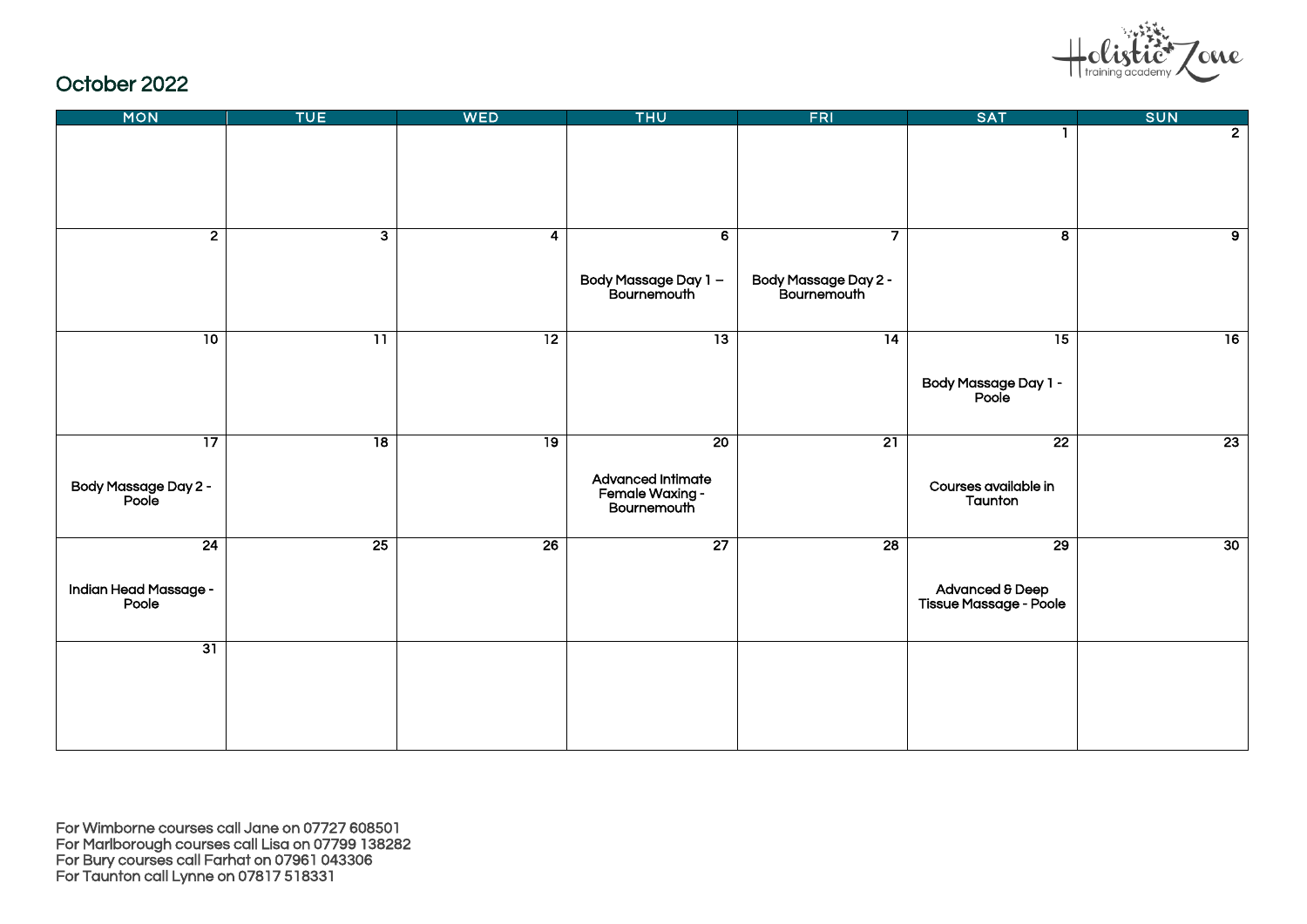# October 2022

| MON | TUE | WED | THU | FRI | SAT | SUN |
|---|---|---|---|---|---|---|
| | | | | | 1 | 2 |
| 2 | 3 | 4 | 6<br>Body Massage Day 1 – Bournemouth | 7<br>Body Massage Day 2 - Bournemouth | 8 | 9 |
| 10 | 11 | 12 | 13 | 14 | 15<br>Body Massage Day 1 - Poole | 16 |
| 17<br>Body Massage Day 2 - Poole | 18 | 19 | 20<br>Advanced Intimate Female Waxing - Bournemouth | 21 | 22<br>Courses available in Taunton | 23 |
| 24<br>Indian Head Massage - Poole | 25 | 26 | 27 | 28 | 29<br>Advanced & Deep Tissue Massage - Poole | 30 |
| 31 | | | | | | |

For Wimborne courses call Jane on 07727 608501
For Marlborough courses call Lisa on 07799 138282
For Bury courses call Farhat on 07961 043306
For Taunton call Lynne on 07817 518331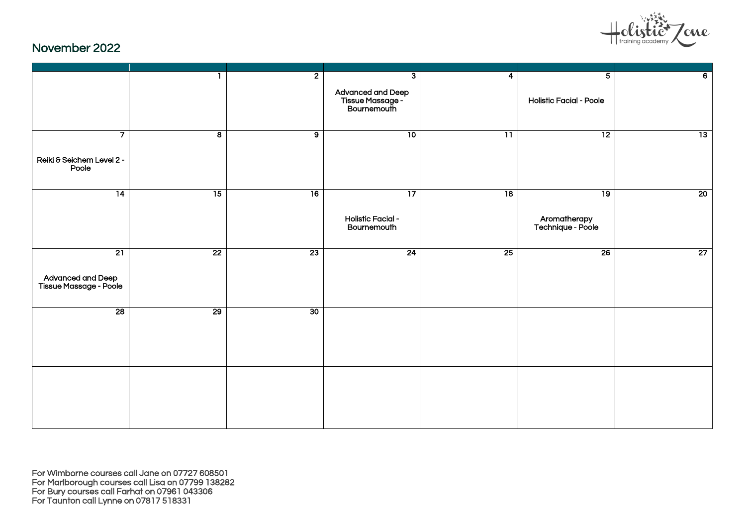## November 2022

Holistic Zone training academy

| | | | | | | |
|---|---|---|---|---|---|---|
| | 1 | 2 | 3<br>Advanced and Deep Tissue Massage - Bournemouth | 4 | 5<br>Holistic Facial - Poole | 6 |
| 7<br>Reiki & Seichem Level 2 - Poole | 8 | 9 | 10 | 11 | 12 | 13 |
| 14 | 15 | 16 | 17<br>Holistic Facial - Bournemouth | 18 | 19<br>Aromatherapy Technique - Poole | 20 |
| 21<br>Advanced and Deep Tissue Massage - Poole | 22 | 23 | 24 | 25 | 26 | 27 |
| 28 | 29 | 30 | | | | |
| | | | | | | |

For Wimborne courses call Jane on 07727 608501
For Marlborough courses call Lisa on 07799 138282
For Bury courses call Farhat on 07961 043306
For Taunton call Lynne on 07817 518331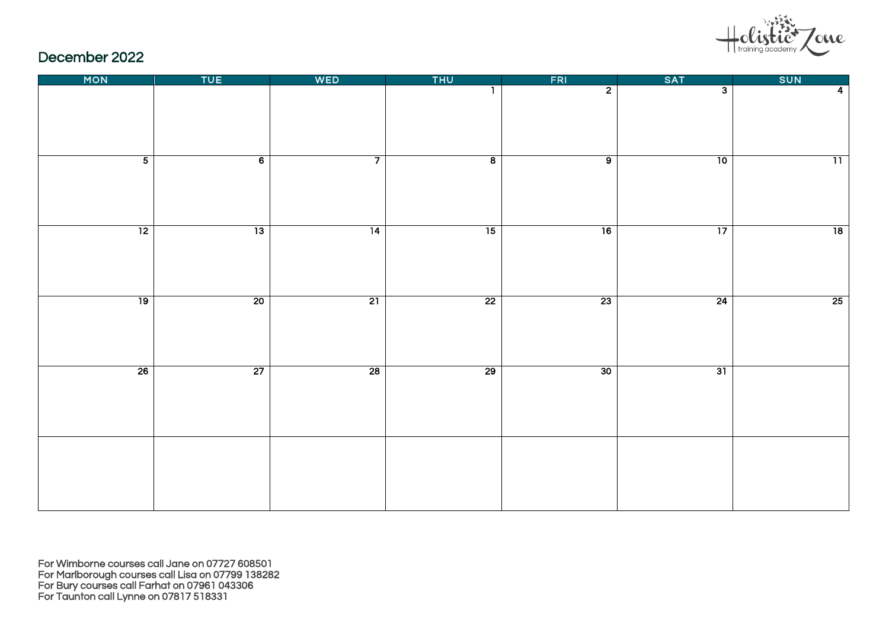Holistic Zone training academy

## December 2022

| MON | TUE | WED | THU | FRI | SAT | SUN |
| --- | --- | --- | --- | --- | --- | --- |
| | | | 1 | 2 | 3 | 4 |
| 5 | 6 | 7 | 8 | 9 | 10 | 11 |
| 12 | 13 | 14 | 15 | 16 | 17 | 18 |
| 19 | 20 | 21 | 22 | 23 | 24 | 25 |
| 26 | 27 | 28 | 29 | 30 | 31 | |
| | | | | | | |

For Wimborne courses call Jane on 07727 608501
For Marlborough courses call Lisa on 07799 138282
For Bury courses call Farhat on 07961 043306
For Taunton call Lynne on 07817 518331